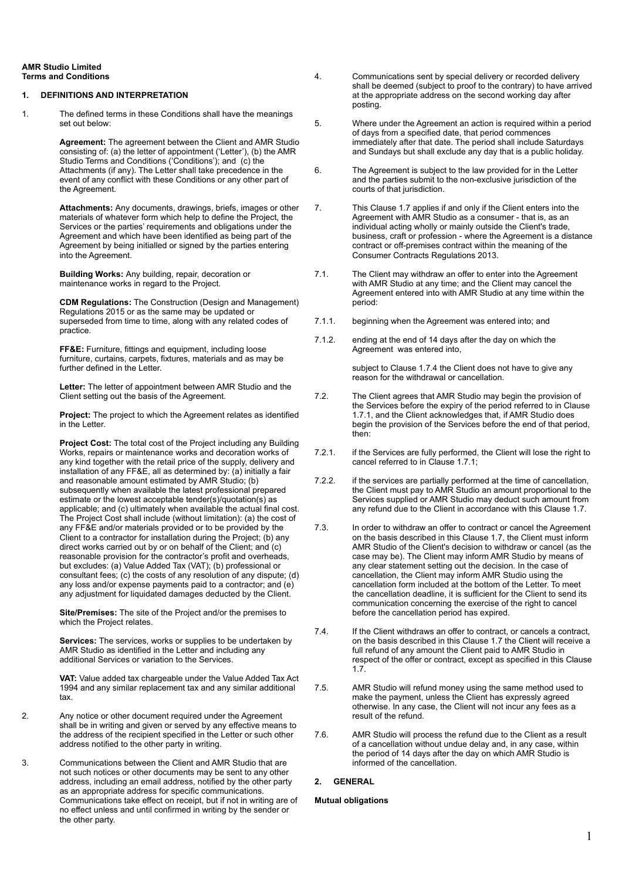**AMR Studio Limited**
**Terms and Conditions**

## 1. DEFINITIONS AND INTERPRETATION

1. The defined terms in these Conditions shall have the meanings set out below:

   **Agreement:** The agreement between the Client and AMR Studio consisting of: (a) the letter of appointment ('Letter'), (b) the AMR Studio Terms and Conditions ('Conditions'); and (c) the Attachments (if any). The Letter shall take precedence in the event of any conflict with these Conditions or any other part of the Agreement.

   **Attachments:** Any documents, drawings, briefs, images or other materials of whatever form which help to define the Project, the Services or the parties' requirements and obligations under the Agreement and which have been identified as being part of the Agreement by being initialled or signed by the parties entering into the Agreement.

   **Building Works:** Any building, repair, decoration or maintenance works in regard to the Project.

   **CDM Regulations:** The Construction (Design and Management) Regulations 2015 or as the same may be updated or superseded from time to time, along with any related codes of practice.

   **FF&E:** Furniture, fittings and equipment, including loose furniture, curtains, carpets, fixtures, materials and as may be further defined in the Letter.

   **Letter:** The letter of appointment between AMR Studio and the Client setting out the basis of the Agreement.

   **Project:** The project to which the Agreement relates as identified in the Letter.

   **Project Cost:** The total cost of the Project including any Building Works, repairs or maintenance works and decoration works of any kind together with the retail price of the supply, delivery and installation of any FF&E, all as determined by: (a) initially a fair and reasonable amount estimated by AMR Studio; (b) subsequently when available the latest professional prepared estimate or the lowest acceptable tender(s)/quotation(s) as applicable; and (c) ultimately when available the actual final cost. The Project Cost shall include (without limitation): (a) the cost of any FF&E and/or materials provided or to be provided by the Client to a contractor for installation during the Project; (b) any direct works carried out by or on behalf of the Client; and (c) reasonable provision for the contractor's profit and overheads, but excludes: (a) Value Added Tax (VAT); (b) professional or consultant fees; (c) the costs of any resolution of any dispute; (d) any loss and/or expense payments paid to a contractor; and (e) any adjustment for liquidated damages deducted by the Client.

   **Site/Premises:** The site of the Project and/or the premises to which the Project relates.

   **Services:** The services, works or supplies to be undertaken by AMR Studio as identified in the Letter and including any additional Services or variation to the Services.

   **VAT:** Value added tax chargeable under the Value Added Tax Act 1994 and any similar replacement tax and any similar additional tax.

2. Any notice or other document required under the Agreement shall be in writing and given or served by any effective means to the address of the recipient specified in the Letter or such other address notified to the other party in writing.

3. Communications between the Client and AMR Studio that are not such notices or other documents may be sent to any other address, including an email address, notified by the other party as an appropriate address for specific communications. Communications take effect on receipt, but if not in writing are of no effect unless and until confirmed in writing by the sender or the other party.

4. Communications sent by special delivery or recorded delivery shall be deemed (subject to proof to the contrary) to have arrived at the appropriate address on the second working day after posting.

5. Where under the Agreement an action is required within a period of days from a specified date, that period commences immediately after that date. The period shall include Saturdays and Sundays but shall exclude any day that is a public holiday.

6. The Agreement is subject to the law provided for in the Letter and the parties submit to the non-exclusive jurisdiction of the courts of that jurisdiction.

7. This Clause 1.7 applies if and only if the Client enters into the Agreement with AMR Studio as a consumer - that is, as an individual acting wholly or mainly outside the Client's trade, business, craft or profession - where the Agreement is a distance contract or off-premises contract within the meaning of the Consumer Contracts Regulations 2013.

7.1. The Client may withdraw an offer to enter into the Agreement with AMR Studio at any time; and the Client may cancel the Agreement entered into with AMR Studio at any time within the period:

7.1.1. beginning when the Agreement was entered into; and

7.1.2. ending at the end of 14 days after the day on which the Agreement was entered into,

subject to Clause 1.7.4 the Client does not have to give any reason for the withdrawal or cancellation.

7.2. The Client agrees that AMR Studio may begin the provision of the Services before the expiry of the period referred to in Clause 1.7.1, and the Client acknowledges that, if AMR Studio does begin the provision of the Services before the end of that period, then:

7.2.1. if the Services are fully performed, the Client will lose the right to cancel referred to in Clause 1.7.1;

7.2.2. if the services are partially performed at the time of cancellation, the Client must pay to AMR Studio an amount proportional to the Services supplied or AMR Studio may deduct such amount from any refund due to the Client in accordance with this Clause 1.7.

7.3. In order to withdraw an offer to contract or cancel the Agreement on the basis described in this Clause 1.7, the Client must inform AMR Studio of the Client's decision to withdraw or cancel (as the case may be). The Client may inform AMR Studio by means of any clear statement setting out the decision. In the case of cancellation, the Client may inform AMR Studio using the cancellation form included at the bottom of the Letter. To meet the cancellation deadline, it is sufficient for the Client to send its communication concerning the exercise of the right to cancel before the cancellation period has expired.

7.4. If the Client withdraws an offer to contract, or cancels a contract, on the basis described in this Clause 1.7 the Client will receive a full refund of any amount the Client paid to AMR Studio in respect of the offer or contract, except as specified in this Clause 1.7.

7.5. AMR Studio will refund money using the same method used to make the payment, unless the Client has expressly agreed otherwise. In any case, the Client will not incur any fees as a result of the refund.

7.6. AMR Studio will process the refund due to the Client as a result of a cancellation without undue delay and, in any case, within the period of 14 days after the day on which AMR Studio is informed of the cancellation.

## 2. GENERAL

**Mutual obligations**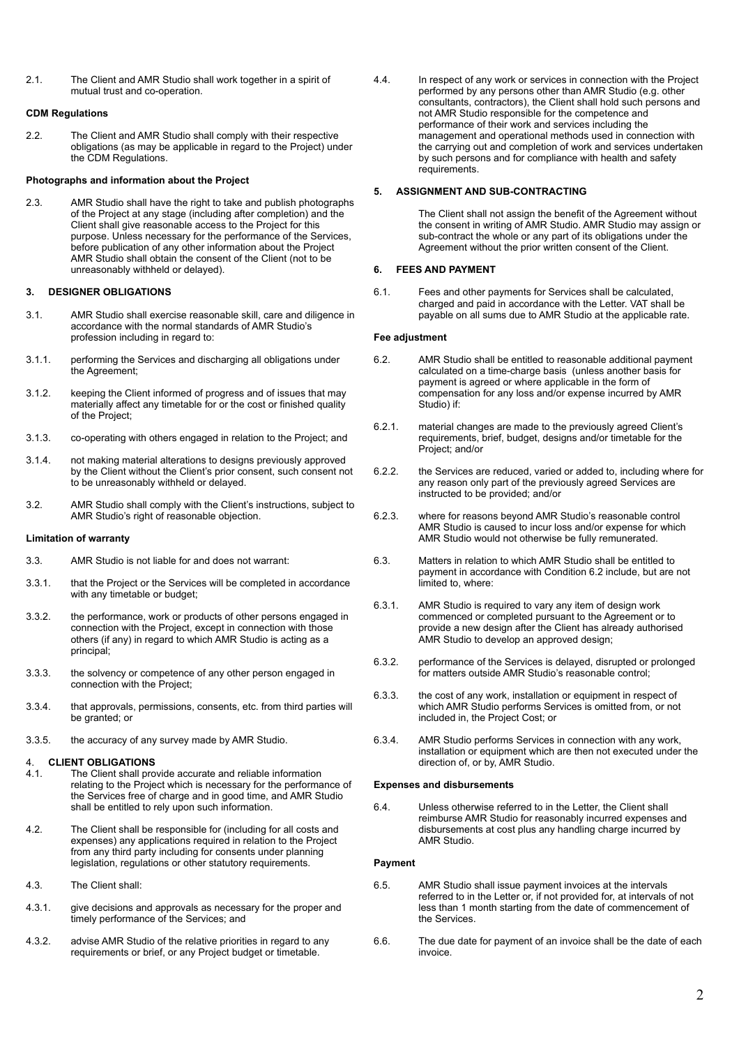2.1. The Client and AMR Studio shall work together in a spirit of mutual trust and co-operation.

**CDM Regulations**

2.2. The Client and AMR Studio shall comply with their respective obligations (as may be applicable in regard to the Project) under the CDM Regulations.

**Photographs and information about the Project**

2.3. AMR Studio shall have the right to take and publish photographs of the Project at any stage (including after completion) and the Client shall give reasonable access to the Project for this purpose. Unless necessary for the performance of the Services, before publication of any other information about the Project AMR Studio shall obtain the consent of the Client (not to be unreasonably withheld or delayed).

## 3. DESIGNER OBLIGATIONS

3.1. AMR Studio shall exercise reasonable skill, care and diligence in accordance with the normal standards of AMR Studio's profession including in regard to:

3.1.1. performing the Services and discharging all obligations under the Agreement;

3.1.2. keeping the Client informed of progress and of issues that may materially affect any timetable for or the cost or finished quality of the Project;

3.1.3. co-operating with others engaged in relation to the Project; and

3.1.4. not making material alterations to designs previously approved by the Client without the Client's prior consent, such consent not to be unreasonably withheld or delayed.

3.2. AMR Studio shall comply with the Client's instructions, subject to AMR Studio's right of reasonable objection.

**Limitation of warranty**

3.3. AMR Studio is not liable for and does not warrant:

3.3.1. that the Project or the Services will be completed in accordance with any timetable or budget;

3.3.2. the performance, work or products of other persons engaged in connection with the Project, except in connection with those others (if any) in regard to which AMR Studio is acting as a principal;

3.3.3. the solvency or competence of any other person engaged in connection with the Project;

3.3.4. that approvals, permissions, consents, etc. from third parties will be granted; or

3.3.5. the accuracy of any survey made by AMR Studio.

## 4. CLIENT OBLIGATIONS

4.1. The Client shall provide accurate and reliable information relating to the Project which is necessary for the performance of the Services free of charge and in good time, and AMR Studio shall be entitled to rely upon such information.

4.2. The Client shall be responsible for (including for all costs and expenses) any applications required in relation to the Project from any third party including for consents under planning legislation, regulations or other statutory requirements.

4.3. The Client shall:

4.3.1. give decisions and approvals as necessary for the proper and timely performance of the Services; and

4.3.2. advise AMR Studio of the relative priorities in regard to any requirements or brief, or any Project budget or timetable.

4.4. In respect of any work or services in connection with the Project performed by any persons other than AMR Studio (e.g. other consultants, contractors), the Client shall hold such persons and not AMR Studio responsible for the competence and performance of their work and services including the management and operational methods used in connection with the carrying out and completion of work and services undertaken by such persons and for compliance with health and safety requirements.

## 5. ASSIGNMENT AND SUB-CONTRACTING

The Client shall not assign the benefit of the Agreement without the consent in writing of AMR Studio. AMR Studio may assign or sub-contract the whole or any part of its obligations under the Agreement without the prior written consent of the Client.

## 6. FEES AND PAYMENT

6.1. Fees and other payments for Services shall be calculated, charged and paid in accordance with the Letter. VAT shall be payable on all sums due to AMR Studio at the applicable rate.

**Fee adjustment**

6.2. AMR Studio shall be entitled to reasonable additional payment calculated on a time-charge basis (unless another basis for payment is agreed or where applicable in the form of compensation for any loss and/or expense incurred by AMR Studio) if:

6.2.1. material changes are made to the previously agreed Client's requirements, brief, budget, designs and/or timetable for the Project; and/or

6.2.2. the Services are reduced, varied or added to, including where for any reason only part of the previously agreed Services are instructed to be provided; and/or

6.2.3. where for reasons beyond AMR Studio's reasonable control AMR Studio is caused to incur loss and/or expense for which AMR Studio would not otherwise be fully remunerated.

6.3. Matters in relation to which AMR Studio shall be entitled to payment in accordance with Condition 6.2 include, but are not limited to, where:

6.3.1. AMR Studio is required to vary any item of design work commenced or completed pursuant to the Agreement or to provide a new design after the Client has already authorised AMR Studio to develop an approved design;

6.3.2. performance of the Services is delayed, disrupted or prolonged for matters outside AMR Studio's reasonable control;

6.3.3. the cost of any work, installation or equipment in respect of which AMR Studio performs Services is omitted from, or not included in, the Project Cost; or

6.3.4. AMR Studio performs Services in connection with any work, installation or equipment which are then not executed under the direction of, or by, AMR Studio.

**Expenses and disbursements**

6.4. Unless otherwise referred to in the Letter, the Client shall reimburse AMR Studio for reasonably incurred expenses and disbursements at cost plus any handling charge incurred by AMR Studio.

**Payment**

6.5. AMR Studio shall issue payment invoices at the intervals referred to in the Letter or, if not provided for, at intervals of not less than 1 month starting from the date of commencement of the Services.

6.6. The due date for payment of an invoice shall be the date of each invoice.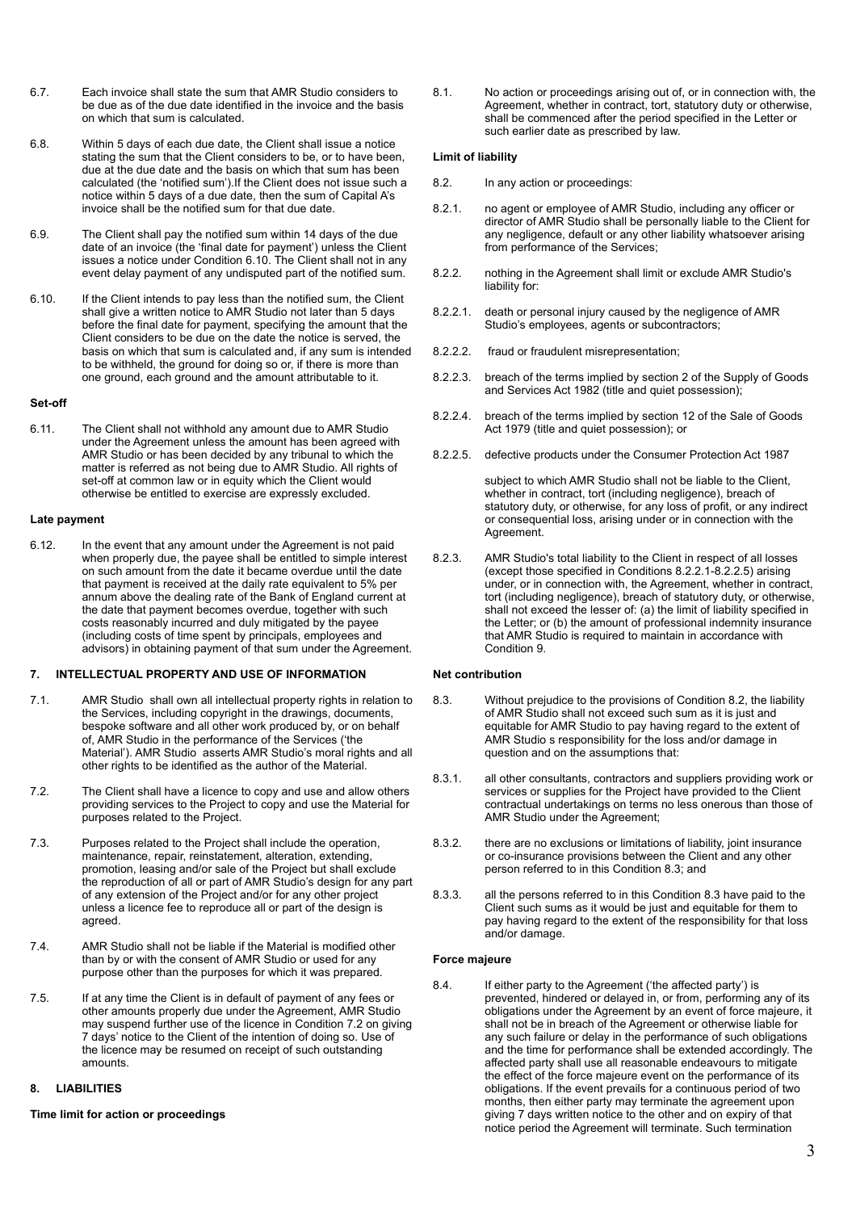6.7. Each invoice shall state the sum that AMR Studio considers to be due as of the due date identified in the invoice and the basis on which that sum is calculated.

6.8. Within 5 days of each due date, the Client shall issue a notice stating the sum that the Client considers to be, or to have been, due at the due date and the basis on which that sum has been calculated (the 'notified sum').If the Client does not issue such a notice within 5 days of a due date, then the sum of Capital A's invoice shall be the notified sum for that due date.

6.9. The Client shall pay the notified sum within 14 days of the due date of an invoice (the 'final date for payment') unless the Client issues a notice under Condition 6.10. The Client shall not in any event delay payment of any undisputed part of the notified sum.

6.10. If the Client intends to pay less than the notified sum, the Client shall give a written notice to AMR Studio not later than 5 days before the final date for payment, specifying the amount that the Client considers to be due on the date the notice is served, the basis on which that sum is calculated and, if any sum is intended to be withheld, the ground for doing so or, if there is more than one ground, each ground and the amount attributable to it.

**Set-off**

6.11. The Client shall not withhold any amount due to AMR Studio under the Agreement unless the amount has been agreed with AMR Studio or has been decided by any tribunal to which the matter is referred as not being due to AMR Studio. All rights of set-off at common law or in equity which the Client would otherwise be entitled to exercise are expressly excluded.

**Late payment**

6.12. In the event that any amount under the Agreement is not paid when properly due, the payee shall be entitled to simple interest on such amount from the date it became overdue until the date that payment is received at the daily rate equivalent to 5% per annum above the dealing rate of the Bank of England current at the date that payment becomes overdue, together with such costs reasonably incurred and duly mitigated by the payee (including costs of time spent by principals, employees and advisors) in obtaining payment of that sum under the Agreement.

## 7. INTELLECTUAL PROPERTY AND USE OF INFORMATION

7.1. AMR Studio shall own all intellectual property rights in relation to the Services, including copyright in the drawings, documents, bespoke software and all other work produced by, or on behalf of, AMR Studio in the performance of the Services ('the Material'). AMR Studio asserts AMR Studio's moral rights and all other rights to be identified as the author of the Material.

7.2. The Client shall have a licence to copy and use and allow others providing services to the Project to copy and use the Material for purposes related to the Project.

7.3. Purposes related to the Project shall include the operation, maintenance, repair, reinstatement, alteration, extending, promotion, leasing and/or sale of the Project but shall exclude the reproduction of all or part of AMR Studio's design for any part of any extension of the Project and/or for any other project unless a licence fee to reproduce all or part of the design is agreed.

7.4. AMR Studio shall not be liable if the Material is modified other than by or with the consent of AMR Studio or used for any purpose other than the purposes for which it was prepared.

7.5. If at any time the Client is in default of payment of any fees or other amounts properly due under the Agreement, AMR Studio may suspend further use of the licence in Condition 7.2 on giving 7 days' notice to the Client of the intention of doing so. Use of the licence may be resumed on receipt of such outstanding amounts.

## 8. LIABILITIES

**Time limit for action or proceedings**

8.1. No action or proceedings arising out of, or in connection with, the Agreement, whether in contract, tort, statutory duty or otherwise, shall be commenced after the period specified in the Letter or such earlier date as prescribed by law.

**Limit of liability**

8.2. In any action or proceedings:

8.2.1. no agent or employee of AMR Studio, including any officer or director of AMR Studio shall be personally liable to the Client for any negligence, default or any other liability whatsoever arising from performance of the Services;

8.2.2. nothing in the Agreement shall limit or exclude AMR Studio's liability for:

8.2.2.1. death or personal injury caused by the negligence of AMR Studio's employees, agents or subcontractors;

8.2.2.2. fraud or fraudulent misrepresentation;

8.2.2.3. breach of the terms implied by section 2 of the Supply of Goods and Services Act 1982 (title and quiet possession);

8.2.2.4. breach of the terms implied by section 12 of the Sale of Goods Act 1979 (title and quiet possession); or

8.2.2.5. defective products under the Consumer Protection Act 1987

subject to which AMR Studio shall not be liable to the Client, whether in contract, tort (including negligence), breach of statutory duty, or otherwise, for any loss of profit, or any indirect or consequential loss, arising under or in connection with the Agreement.

8.2.3. AMR Studio's total liability to the Client in respect of all losses (except those specified in Conditions 8.2.2.1-8.2.2.5) arising under, or in connection with, the Agreement, whether in contract, tort (including negligence), breach of statutory duty, or otherwise, shall not exceed the lesser of: (a) the limit of liability specified in the Letter; or (b) the amount of professional indemnity insurance that AMR Studio is required to maintain in accordance with Condition 9.

**Net contribution**

8.3. Without prejudice to the provisions of Condition 8.2, the liability of AMR Studio shall not exceed such sum as it is just and equitable for AMR Studio to pay having regard to the extent of AMR Studio s responsibility for the loss and/or damage in question and on the assumptions that:

8.3.1. all other consultants, contractors and suppliers providing work or services or supplies for the Project have provided to the Client contractual undertakings on terms no less onerous than those of AMR Studio under the Agreement;

8.3.2. there are no exclusions or limitations of liability, joint insurance or co-insurance provisions between the Client and any other person referred to in this Condition 8.3; and

8.3.3. all the persons referred to in this Condition 8.3 have paid to the Client such sums as it would be just and equitable for them to pay having regard to the extent of the responsibility for that loss and/or damage.

**Force majeure**

8.4. If either party to the Agreement ('the affected party') is prevented, hindered or delayed in, or from, performing any of its obligations under the Agreement by an event of force majeure, it shall not be in breach of the Agreement or otherwise liable for any such failure or delay in the performance of such obligations and the time for performance shall be extended accordingly. The affected party shall use all reasonable endeavours to mitigate the effect of the force majeure event on the performance of its obligations. If the event prevails for a continuous period of two months, then either party may terminate the agreement upon giving 7 days written notice to the other and on expiry of that notice period the Agreement will terminate. Such termination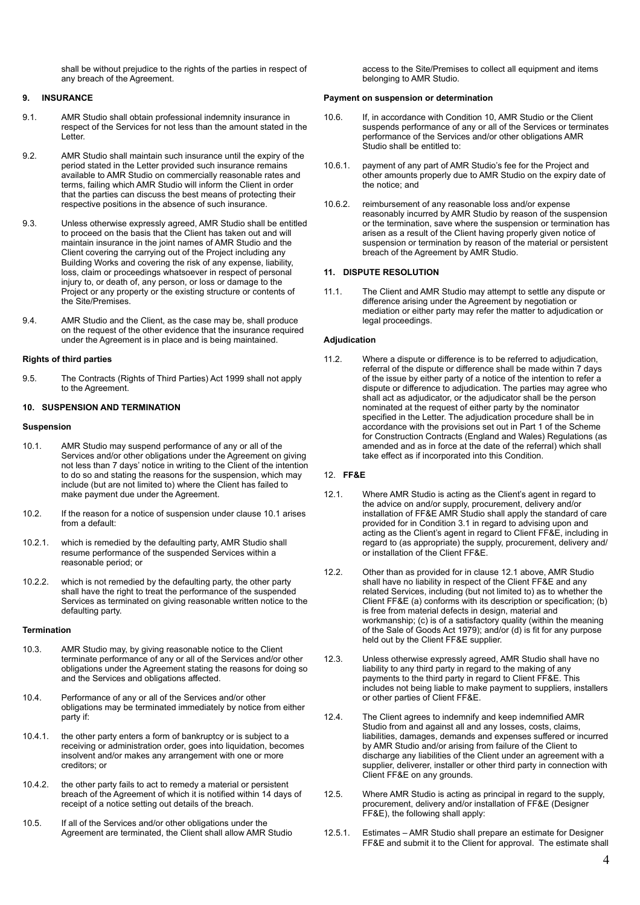shall be without prejudice to the rights of the parties in respect of any breach of the Agreement.

## 9. INSURANCE

9.1. AMR Studio shall obtain professional indemnity insurance in respect of the Services for not less than the amount stated in the Letter.

9.2. AMR Studio shall maintain such insurance until the expiry of the period stated in the Letter provided such insurance remains available to AMR Studio on commercially reasonable rates and terms, failing which AMR Studio will inform the Client in order that the parties can discuss the best means of protecting their respective positions in the absence of such insurance.

9.3. Unless otherwise expressly agreed, AMR Studio shall be entitled to proceed on the basis that the Client has taken out and will maintain insurance in the joint names of AMR Studio and the Client covering the carrying out of the Project including any Building Works and covering the risk of any expense, liability, loss, claim or proceedings whatsoever in respect of personal injury to, or death of, any person, or loss or damage to the Project or any property or the existing structure or contents of the Site/Premises.

9.4. AMR Studio and the Client, as the case may be, shall produce on the request of the other evidence that the insurance required under the Agreement is in place and is being maintained.

**Rights of third parties**

9.5. The Contracts (Rights of Third Parties) Act 1999 shall not apply to the Agreement.

## 10. SUSPENSION AND TERMINATION

**Suspension**

10.1. AMR Studio may suspend performance of any or all of the Services and/or other obligations under the Agreement on giving not less than 7 days' notice in writing to the Client of the intention to do so and stating the reasons for the suspension, which may include (but are not limited to) where the Client has failed to make payment due under the Agreement.

10.2. If the reason for a notice of suspension under clause 10.1 arises from a default:

10.2.1. which is remedied by the defaulting party, AMR Studio shall resume performance of the suspended Services within a reasonable period; or

10.2.2. which is not remedied by the defaulting party, the other party shall have the right to treat the performance of the suspended Services as terminated on giving reasonable written notice to the defaulting party.

**Termination**

10.3. AMR Studio may, by giving reasonable notice to the Client terminate performance of any or all of the Services and/or other obligations under the Agreement stating the reasons for doing so and the Services and obligations affected.

10.4. Performance of any or all of the Services and/or other obligations may be terminated immediately by notice from either party if:

10.4.1. the other party enters a form of bankruptcy or is subject to a receiving or administration order, goes into liquidation, becomes insolvent and/or makes any arrangement with one or more creditors; or

10.4.2. the other party fails to act to remedy a material or persistent breach of the Agreement of which it is notified within 14 days of receipt of a notice setting out details of the breach.

10.5. If all of the Services and/or other obligations under the Agreement are terminated, the Client shall allow AMR Studio access to the Site/Premises to collect all equipment and items belonging to AMR Studio.

**Payment on suspension or determination**

10.6. If, in accordance with Condition 10, AMR Studio or the Client suspends performance of any or all of the Services or terminates performance of the Services and/or other obligations AMR Studio shall be entitled to:

10.6.1. payment of any part of AMR Studio's fee for the Project and other amounts properly due to AMR Studio on the expiry date of the notice; and

10.6.2. reimbursement of any reasonable loss and/or expense reasonably incurred by AMR Studio by reason of the suspension or the termination, save where the suspension or termination has arisen as a result of the Client having properly given notice of suspension or termination by reason of the material or persistent breach of the Agreement by AMR Studio.

## 11. DISPUTE RESOLUTION

11.1. The Client and AMR Studio may attempt to settle any dispute or difference arising under the Agreement by negotiation or mediation or either party may refer the matter to adjudication or legal proceedings.

**Adjudication**

11.2. Where a dispute or difference is to be referred to adjudication, referral of the dispute or difference shall be made within 7 days of the issue by either party of a notice of the intention to refer a dispute or difference to adjudication. The parties may agree who shall act as adjudicator, or the adjudicator shall be the person nominated at the request of either party by the nominator specified in the Letter. The adjudication procedure shall be in accordance with the provisions set out in Part 1 of the Scheme for Construction Contracts (England and Wales) Regulations (as amended and as in force at the date of the referral) which shall take effect as if incorporated into this Condition.

## 12. FF&E

12.1. Where AMR Studio is acting as the Client's agent in regard to the advice on and/or supply, procurement, delivery and/or installation of FF&E AMR Studio shall apply the standard of care provided for in Condition 3.1 in regard to advising upon and acting as the Client's agent in regard to Client FF&E, including in regard to (as appropriate) the supply, procurement, delivery and/or installation of the Client FF&E.

12.2. Other than as provided for in clause 12.1 above, AMR Studio shall have no liability in respect of the Client FF&E and any related Services, including (but not limited to) as to whether the Client FF&E (a) conforms with its description or specification; (b) is free from material defects in design, material and workmanship; (c) is of a satisfactory quality (within the meaning of the Sale of Goods Act 1979); and/or (d) is fit for any purpose held out by the Client FF&E supplier.

12.3. Unless otherwise expressly agreed, AMR Studio shall have no liability to any third party in regard to the making of any payments to the third party in regard to Client FF&E. This includes not being liable to make payment to suppliers, installers or other parties of Client FF&E.

12.4. The Client agrees to indemnify and keep indemnified AMR Studio from and against all and any losses, costs, claims, liabilities, damages, demands and expenses suffered or incurred by AMR Studio and/or arising from failure of the Client to discharge any liabilities of the Client under an agreement with a supplier, deliverer, installer or other third party in connection with Client FF&E on any grounds.

12.5. Where AMR Studio is acting as principal in regard to the supply, procurement, delivery and/or installation of FF&E (Designer FF&E), the following shall apply:

12.5.1. Estimates – AMR Studio shall prepare an estimate for Designer FF&E and submit it to the Client for approval. The estimate shall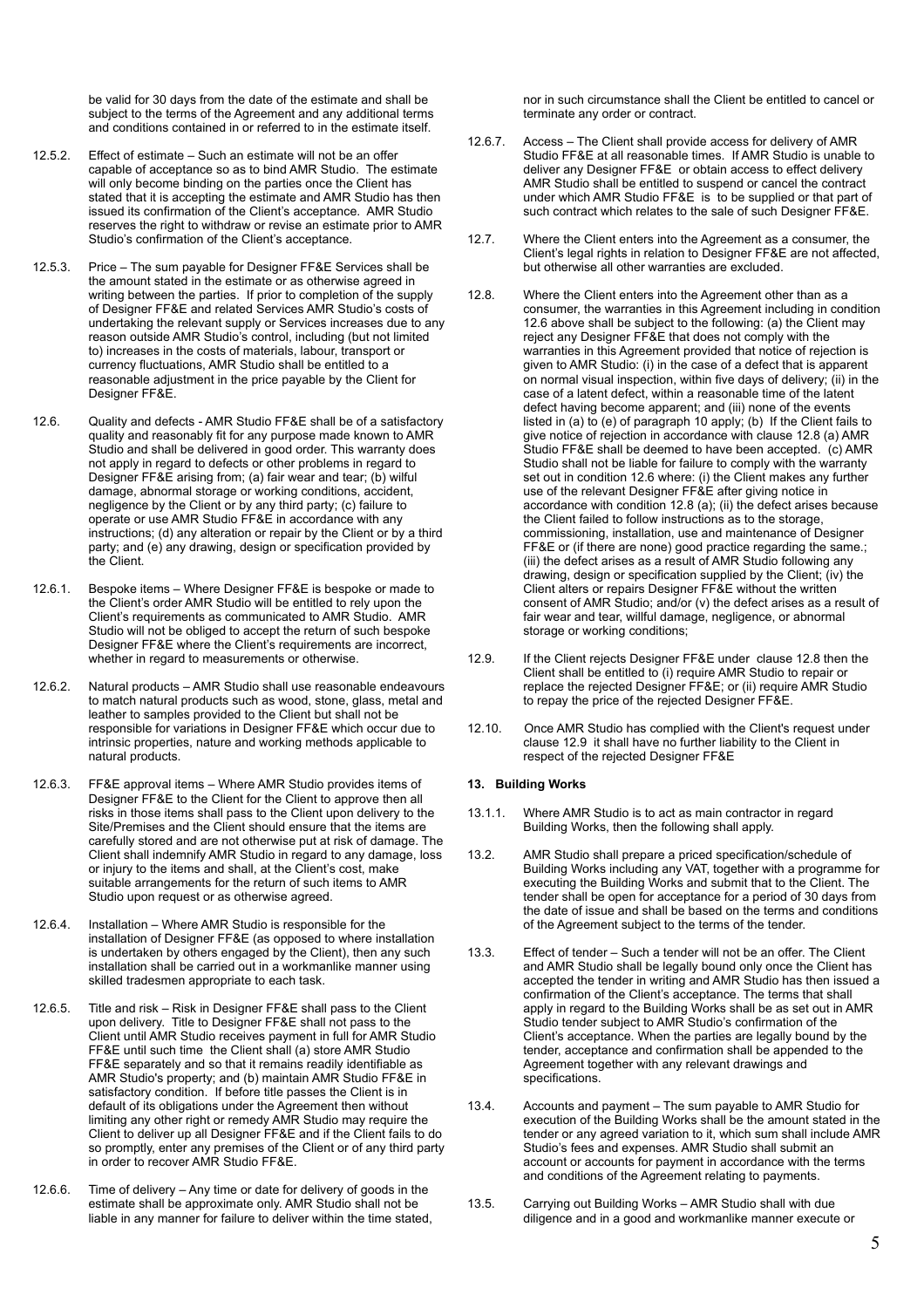be valid for 30 days from the date of the estimate and shall be subject to the terms of the Agreement and any additional terms and conditions contained in or referred to in the estimate itself.

12.5.2. Effect of estimate – Such an estimate will not be an offer capable of acceptance so as to bind AMR Studio. The estimate will only become binding on the parties once the Client has stated that it is accepting the estimate and AMR Studio has then issued its confirmation of the Client's acceptance. AMR Studio reserves the right to withdraw or revise an estimate prior to AMR Studio's confirmation of the Client's acceptance.

12.5.3. Price – The sum payable for Designer FF&E Services shall be the amount stated in the estimate or as otherwise agreed in writing between the parties. If prior to completion of the supply of Designer FF&E and related Services AMR Studio's costs of undertaking the relevant supply or Services increases due to any reason outside AMR Studio's control, including (but not limited to) increases in the costs of materials, labour, transport or currency fluctuations, AMR Studio shall be entitled to a reasonable adjustment in the price payable by the Client for Designer FF&E.

12.6. Quality and defects - AMR Studio FF&E shall be of a satisfactory quality and reasonably fit for any purpose made known to AMR Studio and shall be delivered in good order. This warranty does not apply in regard to defects or other problems in regard to Designer FF&E arising from; (a) fair wear and tear; (b) wilful damage, abnormal storage or working conditions, accident, negligence by the Client or by any third party; (c) failure to operate or use AMR Studio FF&E in accordance with any instructions; (d) any alteration or repair by the Client or by a third party; and (e) any drawing, design or specification provided by the Client.

12.6.1. Bespoke items – Where Designer FF&E is bespoke or made to the Client's order AMR Studio will be entitled to rely upon the Client's requirements as communicated to AMR Studio. AMR Studio will not be obliged to accept the return of such bespoke Designer FF&E where the Client's requirements are incorrect, whether in regard to measurements or otherwise.

12.6.2. Natural products – AMR Studio shall use reasonable endeavours to match natural products such as wood, stone, glass, metal and leather to samples provided to the Client but shall not be responsible for variations in Designer FF&E which occur due to intrinsic properties, nature and working methods applicable to natural products.

12.6.3. FF&E approval items – Where AMR Studio provides items of Designer FF&E to the Client for the Client to approve then all risks in those items shall pass to the Client upon delivery to the Site/Premises and the Client should ensure that the items are carefully stored and are not otherwise put at risk of damage. The Client shall indemnify AMR Studio in regard to any damage, loss or injury to the items and shall, at the Client's cost, make suitable arrangements for the return of such items to AMR Studio upon request or as otherwise agreed.

12.6.4. Installation – Where AMR Studio is responsible for the installation of Designer FF&E (as opposed to where installation is undertaken by others engaged by the Client), then any such installation shall be carried out in a workmanlike manner using skilled tradesmen appropriate to each task.

12.6.5. Title and risk – Risk in Designer FF&E shall pass to the Client upon delivery. Title to Designer FF&E shall not pass to the Client until AMR Studio receives payment in full for AMR Studio FF&E until such time the Client shall (a) store AMR Studio FF&E separately and so that it remains readily identifiable as AMR Studio's property; and (b) maintain AMR Studio FF&E in satisfactory condition. If before title passes the Client is in default of its obligations under the Agreement then without limiting any other right or remedy AMR Studio may require the Client to deliver up all Designer FF&E and if the Client fails to do so promptly, enter any premises of the Client or of any third party in order to recover AMR Studio FF&E.

12.6.6. Time of delivery – Any time or date for delivery of goods in the estimate shall be approximate only. AMR Studio shall not be liable in any manner for failure to deliver within the time stated, nor in such circumstance shall the Client be entitled to cancel or terminate any order or contract.

12.6.7. Access – The Client shall provide access for delivery of AMR Studio FF&E at all reasonable times. If AMR Studio is unable to deliver any Designer FF&E or obtain access to effect delivery AMR Studio shall be entitled to suspend or cancel the contract under which AMR Studio FF&E is to be supplied or that part of such contract which relates to the sale of such Designer FF&E.

12.7. Where the Client enters into the Agreement as a consumer, the Client's legal rights in relation to Designer FF&E are not affected, but otherwise all other warranties are excluded.

12.8. Where the Client enters into the Agreement other than as a consumer, the warranties in this Agreement including in condition 12.6 above shall be subject to the following: (a) the Client may reject any Designer FF&E that does not comply with the warranties in this Agreement provided that notice of rejection is given to AMR Studio: (i) in the case of a defect that is apparent on normal visual inspection, within five days of delivery; (ii) in the case of a latent defect, within a reasonable time of the latent defect having become apparent; and (iii) none of the events listed in (a) to (e) of paragraph 10 apply; (b) If the Client fails to give notice of rejection in accordance with clause 12.8 (a) AMR Studio FF&E shall be deemed to have been accepted. (c) AMR Studio shall not be liable for failure to comply with the warranty set out in condition 12.6 where: (i) the Client makes any further use of the relevant Designer FF&E after giving notice in accordance with condition 12.8 (a); (ii) the defect arises because the Client failed to follow instructions as to the storage, commissioning, installation, use and maintenance of Designer FF&E or (if there are none) good practice regarding the same.; (iii) the defect arises as a result of AMR Studio following any drawing, design or specification supplied by the Client; (iv) the Client alters or repairs Designer FF&E without the written consent of AMR Studio; and/or (v) the defect arises as a result of fair wear and tear, willful damage, negligence, or abnormal storage or working conditions;

12.9. If the Client rejects Designer FF&E under clause 12.8 then the Client shall be entitled to (i) require AMR Studio to repair or replace the rejected Designer FF&E; or (ii) require AMR Studio to repay the price of the rejected Designer FF&E.

12.10. Once AMR Studio has complied with the Client's request under clause 12.9 it shall have no further liability to the Client in respect of the rejected Designer FF&E

## 13. Building Works

13.1.1. Where AMR Studio is to act as main contractor in regard Building Works, then the following shall apply.

13.2. AMR Studio shall prepare a priced specification/schedule of Building Works including any VAT, together with a programme for executing the Building Works and submit that to the Client. The tender shall be open for acceptance for a period of 30 days from the date of issue and shall be based on the terms and conditions of the Agreement subject to the terms of the tender.

13.3. Effect of tender – Such a tender will not be an offer. The Client and AMR Studio shall be legally bound only once the Client has accepted the tender in writing and AMR Studio has then issued a confirmation of the Client's acceptance. The terms that shall apply in regard to the Building Works shall be as set out in AMR Studio tender subject to AMR Studio's confirmation of the Client's acceptance. When the parties are legally bound by the tender, acceptance and confirmation shall be appended to the Agreement together with any relevant drawings and specifications.

13.4. Accounts and payment – The sum payable to AMR Studio for execution of the Building Works shall be the amount stated in the tender or any agreed variation to it, which sum shall include AMR Studio's fees and expenses. AMR Studio shall submit an account or accounts for payment in accordance with the terms and conditions of the Agreement relating to payments.

13.5. Carrying out Building Works – AMR Studio shall with due diligence and in a good and workmanlike manner execute or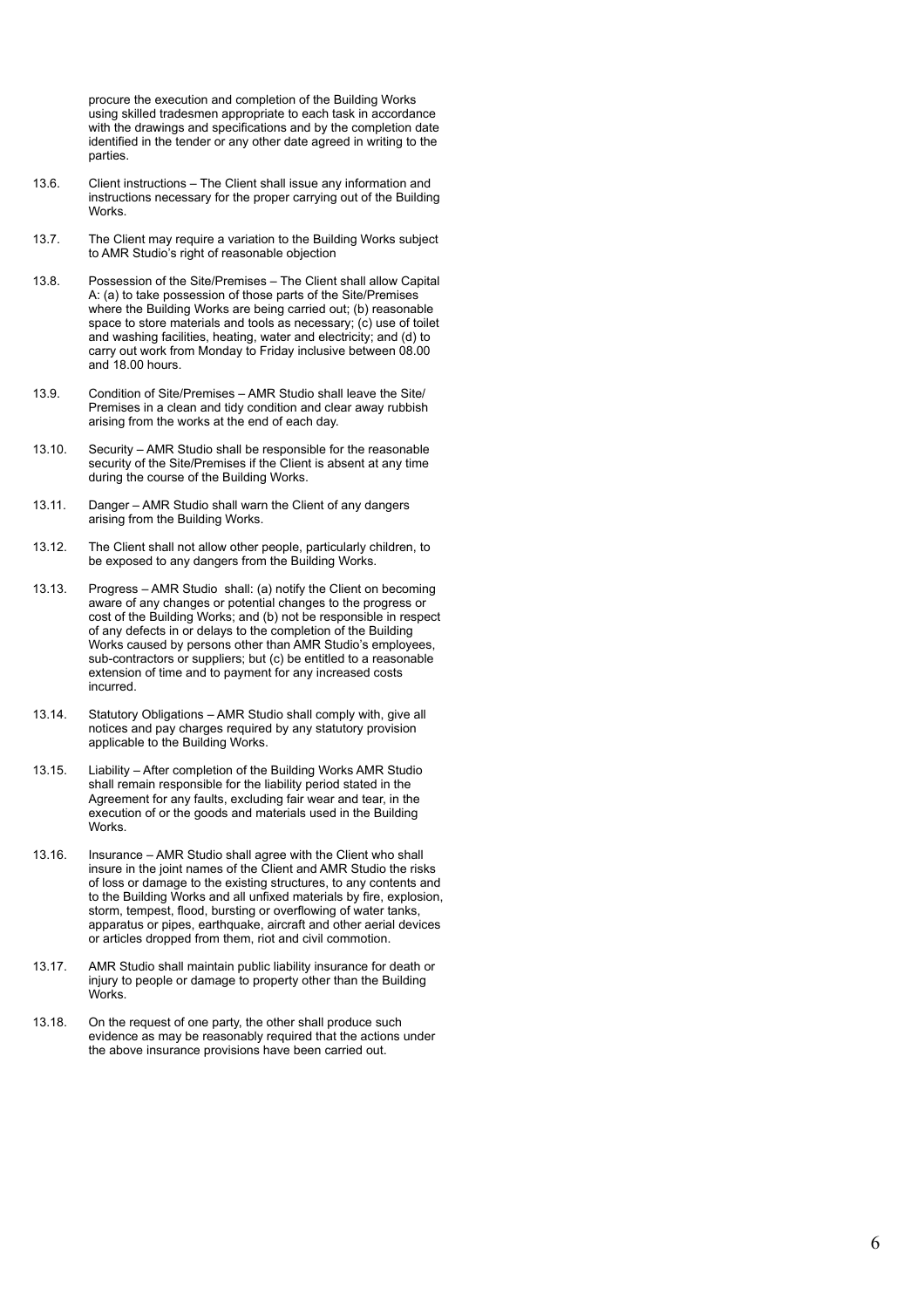procure the execution and completion of the Building Works using skilled tradesmen appropriate to each task in accordance with the drawings and specifications and by the completion date identified in the tender or any other date agreed in writing to the parties.

13.6. Client instructions – The Client shall issue any information and instructions necessary for the proper carrying out of the Building Works.

13.7. The Client may require a variation to the Building Works subject to AMR Studio's right of reasonable objection

13.8. Possession of the Site/Premises – The Client shall allow Capital A: (a) to take possession of those parts of the Site/Premises where the Building Works are being carried out; (b) reasonable space to store materials and tools as necessary; (c) use of toilet and washing facilities, heating, water and electricity; and (d) to carry out work from Monday to Friday inclusive between 08.00 and 18.00 hours.

13.9. Condition of Site/Premises – AMR Studio shall leave the Site/ Premises in a clean and tidy condition and clear away rubbish arising from the works at the end of each day.

13.10. Security – AMR Studio shall be responsible for the reasonable security of the Site/Premises if the Client is absent at any time during the course of the Building Works.

13.11. Danger – AMR Studio shall warn the Client of any dangers arising from the Building Works.

13.12. The Client shall not allow other people, particularly children, to be exposed to any dangers from the Building Works.

13.13. Progress – AMR Studio shall: (a) notify the Client on becoming aware of any changes or potential changes to the progress or cost of the Building Works; and (b) not be responsible in respect of any defects in or delays to the completion of the Building Works caused by persons other than AMR Studio's employees, sub-contractors or suppliers; but (c) be entitled to a reasonable extension of time and to payment for any increased costs incurred.

13.14. Statutory Obligations – AMR Studio shall comply with, give all notices and pay charges required by any statutory provision applicable to the Building Works.

13.15. Liability – After completion of the Building Works AMR Studio shall remain responsible for the liability period stated in the Agreement for any faults, excluding fair wear and tear, in the execution of or the goods and materials used in the Building Works.

13.16. Insurance – AMR Studio shall agree with the Client who shall insure in the joint names of the Client and AMR Studio the risks of loss or damage to the existing structures, to any contents and to the Building Works and all unfixed materials by fire, explosion, storm, tempest, flood, bursting or overflowing of water tanks, apparatus or pipes, earthquake, aircraft and other aerial devices or articles dropped from them, riot and civil commotion.

13.17. AMR Studio shall maintain public liability insurance for death or injury to people or damage to property other than the Building Works.

13.18. On the request of one party, the other shall produce such evidence as may be reasonably required that the actions under the above insurance provisions have been carried out.